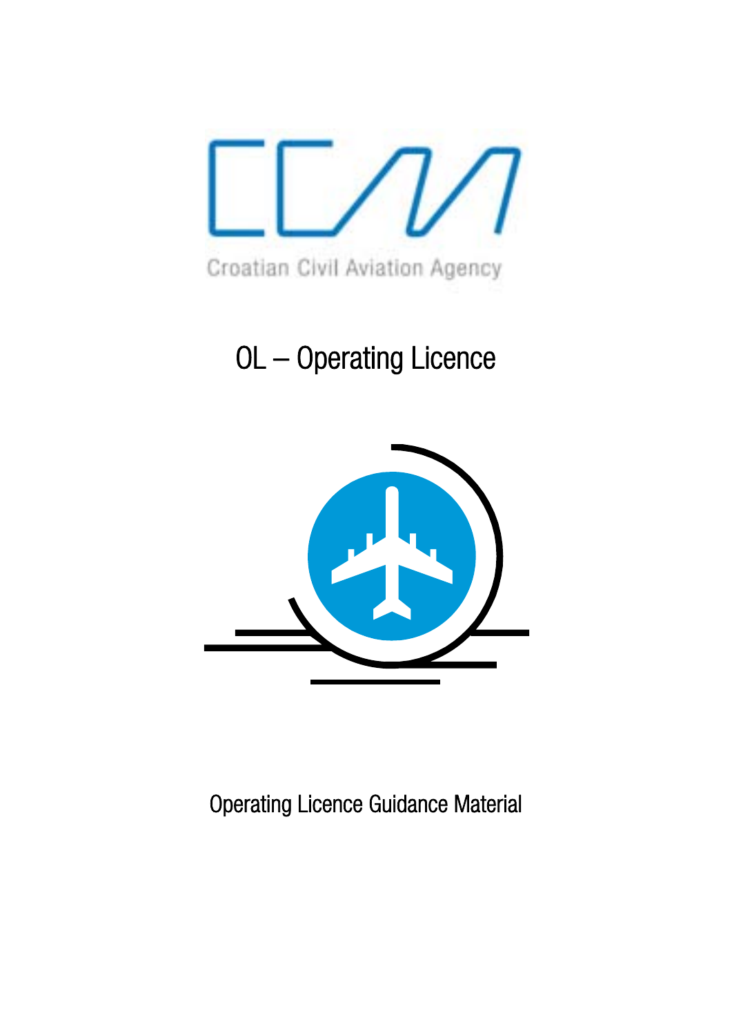Croatian Civil Aviation Agency

# OL – Operating Licence

Operating Licence Guidance Material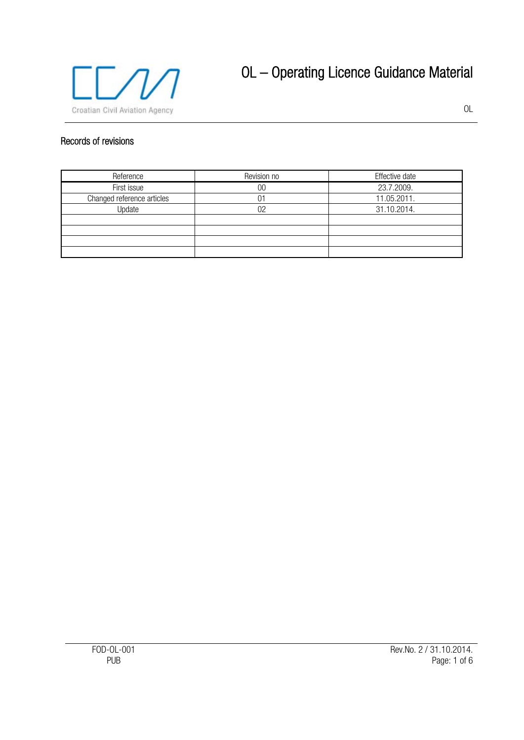## Records of revisions

| Reference | Revision no | Effective date |
|---|---|---|
| First issue | 00 | 23.7.2009. |
| Changed reference articles | 01 | 11.05.2011. |
| Update | 02 | 31.10.2014. |
| | | |
| | | |
| | | |
| | | |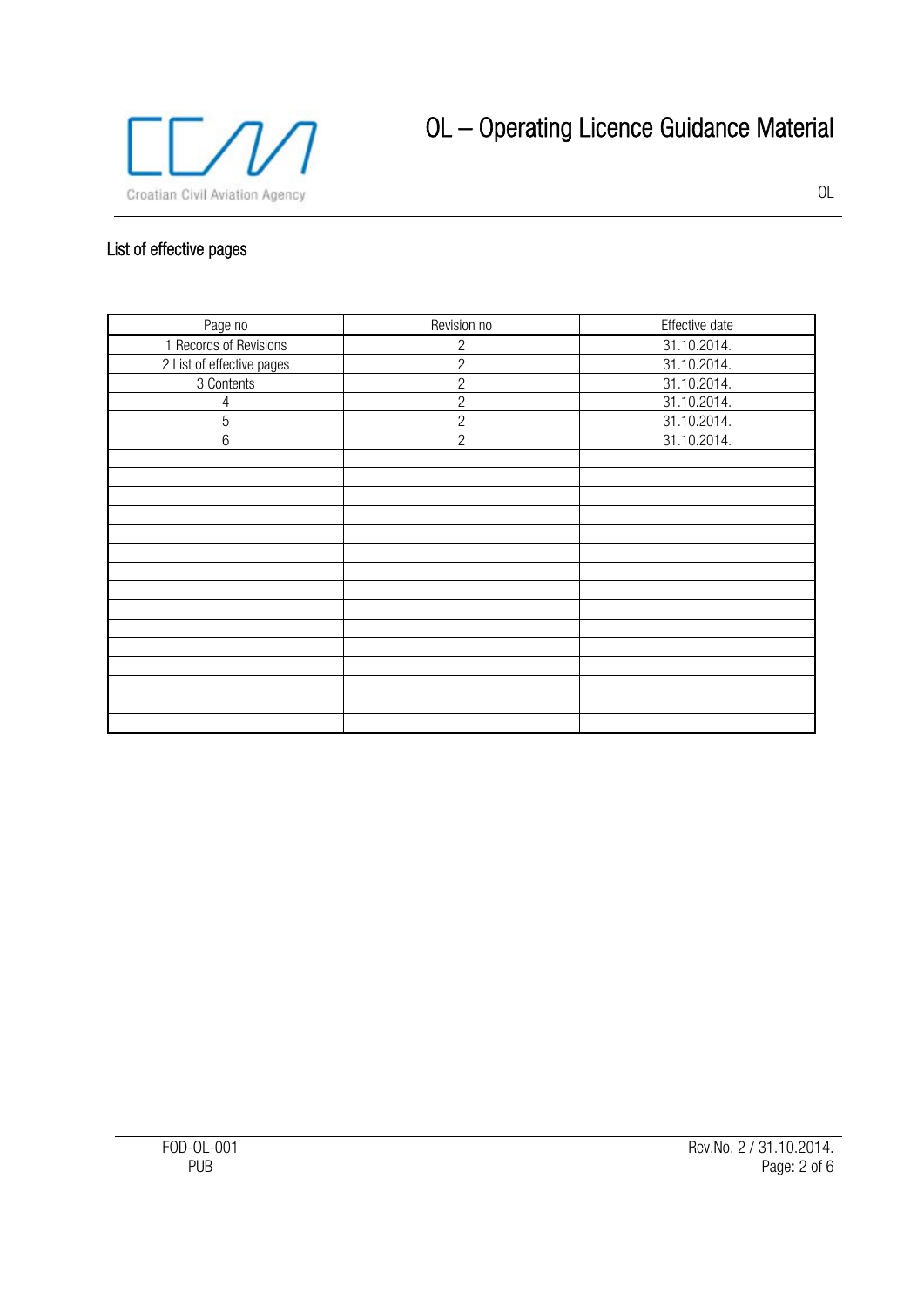## List of effective pages

| Page no | Revision no | Effective date |
|---|---|---|
| 1 Records of Revisions | 2 | 31.10.2014. |
| 2 List of effective pages | 2 | 31.10.2014. |
| 3 Contents | 2 | 31.10.2014. |
| 4 | 2 | 31.10.2014. |
| 5 | 2 | 31.10.2014. |
| 6 | 2 | 31.10.2014. |
| | | |
| | | |
| | | |
| | | |
| | | |
| | | |
| | | |
| | | |
| | | |
| | | |
| | | |
| | | |
| | | |
| | | |
| | | |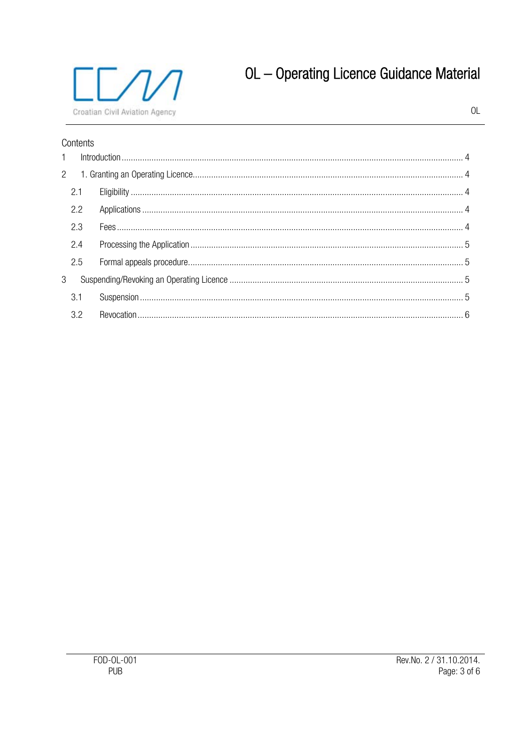Contents

1 Introduction ........ 4

2 1. Granting an Operating Licence ........ 4

 2.1 Eligibility ........ 4

 2.2 Applications ........ 4

 2.3 Fees ........ 4

 2.4 Processing the Application ........ 5

 2.5 Formal appeals procedure ........ 5

3 Suspending/Revoking an Operating Licence ........ 5

 3.1 Suspension ........ 5

 3.2 Revocation ........ 6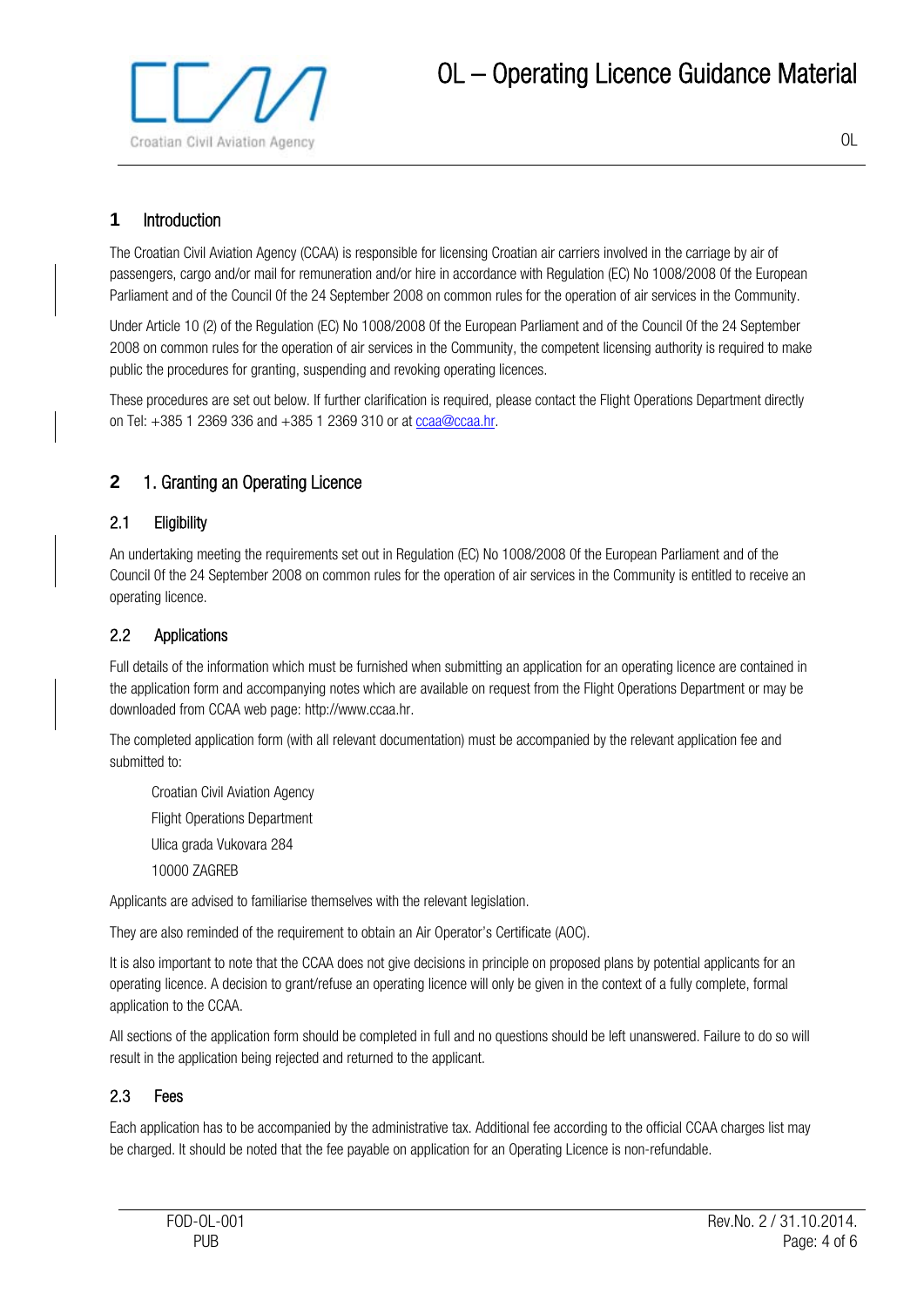# 1 Introduction

The Croatian Civil Aviation Agency (CCAA) is responsible for licensing Croatian air carriers involved in the carriage by air of passengers, cargo and/or mail for remuneration and/or hire in accordance with Regulation (EC) No 1008/2008 Of the European Parliament and of the Council Of the 24 September 2008 on common rules for the operation of air services in the Community.

Under Article 10 (2) of the Regulation (EC) No 1008/2008 Of the European Parliament and of the Council Of the 24 September 2008 on common rules for the operation of air services in the Community, the competent licensing authority is required to make public the procedures for granting, suspending and revoking operating licences.

These procedures are set out below. If further clarification is required, please contact the Flight Operations Department directly on Tel: +385 1 2369 336 and +385 1 2369 310 or at ccaa@ccaa.hr.

# 2 1. Granting an Operating Licence

## 2.1 Eligibility

An undertaking meeting the requirements set out in Regulation (EC) No 1008/2008 Of the European Parliament and of the Council Of the 24 September 2008 on common rules for the operation of air services in the Community is entitled to receive an operating licence.

## 2.2 Applications

Full details of the information which must be furnished when submitting an application for an operating licence are contained in the application form and accompanying notes which are available on request from the Flight Operations Department or may be downloaded from CCAA web page: http://www.ccaa.hr.

The completed application form (with all relevant documentation) must be accompanied by the relevant application fee and submitted to:

Croatian Civil Aviation Agency
Flight Operations Department
Ulica grada Vukovara 284
10000 ZAGREB

Applicants are advised to familiarise themselves with the relevant legislation.

They are also reminded of the requirement to obtain an Air Operator's Certificate (AOC).

It is also important to note that the CCAA does not give decisions in principle on proposed plans by potential applicants for an operating licence. A decision to grant/refuse an operating licence will only be given in the context of a fully complete, formal application to the CCAA.

All sections of the application form should be completed in full and no questions should be left unanswered. Failure to do so will result in the application being rejected and returned to the applicant.

## 2.3 Fees

Each application has to be accompanied by the administrative tax. Additional fee according to the official CCAA charges list may be charged. It should be noted that the fee payable on application for an Operating Licence is non-refundable.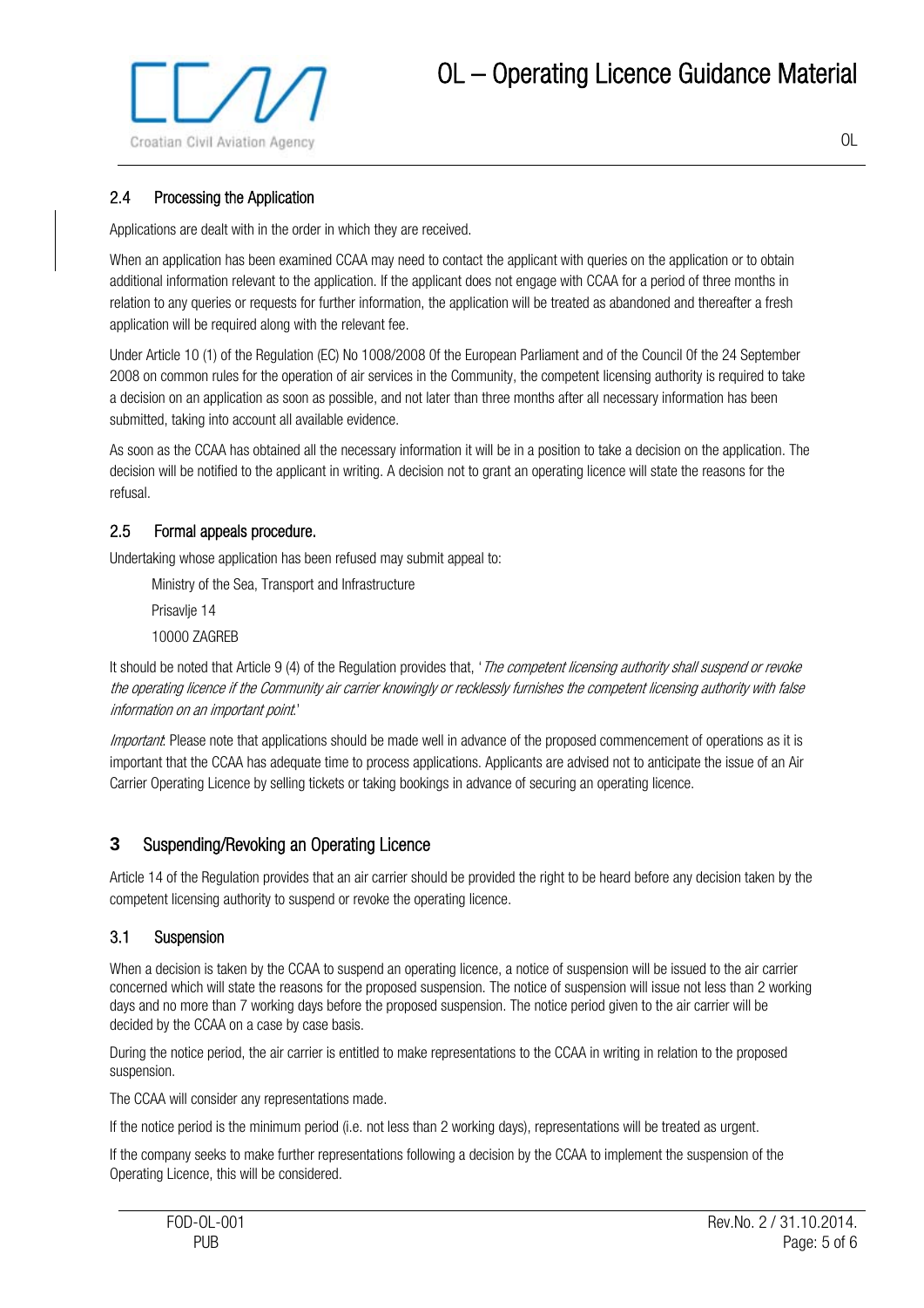### 2.4 Processing the Application

Applications are dealt with in the order in which they are received.

When an application has been examined CCAA may need to contact the applicant with queries on the application or to obtain additional information relevant to the application. If the applicant does not engage with CCAA for a period of three months in relation to any queries or requests for further information, the application will be treated as abandoned and thereafter a fresh application will be required along with the relevant fee.

Under Article 10 (1) of the Regulation (EC) No 1008/2008 Of the European Parliament and of the Council Of the 24 September 2008 on common rules for the operation of air services in the Community, the competent licensing authority is required to take a decision on an application as soon as possible, and not later than three months after all necessary information has been submitted, taking into account all available evidence.

As soon as the CCAA has obtained all the necessary information it will be in a position to take a decision on the application. The decision will be notified to the applicant in writing. A decision not to grant an operating licence will state the reasons for the refusal.

### 2.5 Formal appeals procedure.

Undertaking whose application has been refused may submit appeal to:

Ministry of the Sea, Transport and Infrastructure

Prisavlje 14

10000 ZAGREB

It should be noted that Article 9 (4) of the Regulation provides that, '*The competent licensing authority shall suspend or revoke the operating licence if the Community air carrier knowingly or recklessly furnishes the competent licensing authority with false information on an important point.*'

*Important*: Please note that applications should be made well in advance of the proposed commencement of operations as it is important that the CCAA has adequate time to process applications. Applicants are advised not to anticipate the issue of an Air Carrier Operating Licence by selling tickets or taking bookings in advance of securing an operating licence.

## 3 Suspending/Revoking an Operating Licence

Article 14 of the Regulation provides that an air carrier should be provided the right to be heard before any decision taken by the competent licensing authority to suspend or revoke the operating licence.

### 3.1 Suspension

When a decision is taken by the CCAA to suspend an operating licence, a notice of suspension will be issued to the air carrier concerned which will state the reasons for the proposed suspension. The notice of suspension will issue not less than 2 working days and no more than 7 working days before the proposed suspension. The notice period given to the air carrier will be decided by the CCAA on a case by case basis.

During the notice period, the air carrier is entitled to make representations to the CCAA in writing in relation to the proposed suspension.

The CCAA will consider any representations made.

If the notice period is the minimum period (i.e. not less than 2 working days), representations will be treated as urgent.

If the company seeks to make further representations following a decision by the CCAA to implement the suspension of the Operating Licence, this will be considered.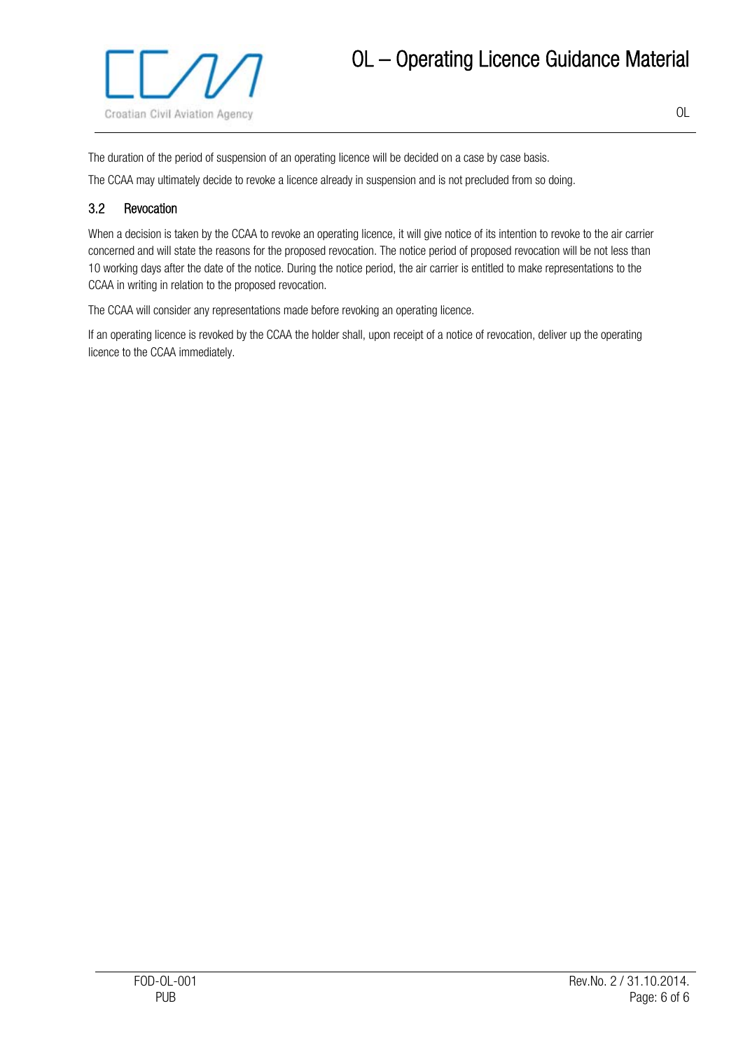The duration of the period of suspension of an operating licence will be decided on a case by case basis.

The CCAA may ultimately decide to revoke a licence already in suspension and is not precluded from so doing.

### 3.2 Revocation

When a decision is taken by the CCAA to revoke an operating licence, it will give notice of its intention to revoke to the air carrier concerned and will state the reasons for the proposed revocation. The notice period of proposed revocation will be not less than 10 working days after the date of the notice. During the notice period, the air carrier is entitled to make representations to the CCAA in writing in relation to the proposed revocation.

The CCAA will consider any representations made before revoking an operating licence.

If an operating licence is revoked by the CCAA the holder shall, upon receipt of a notice of revocation, deliver up the operating licence to the CCAA immediately.